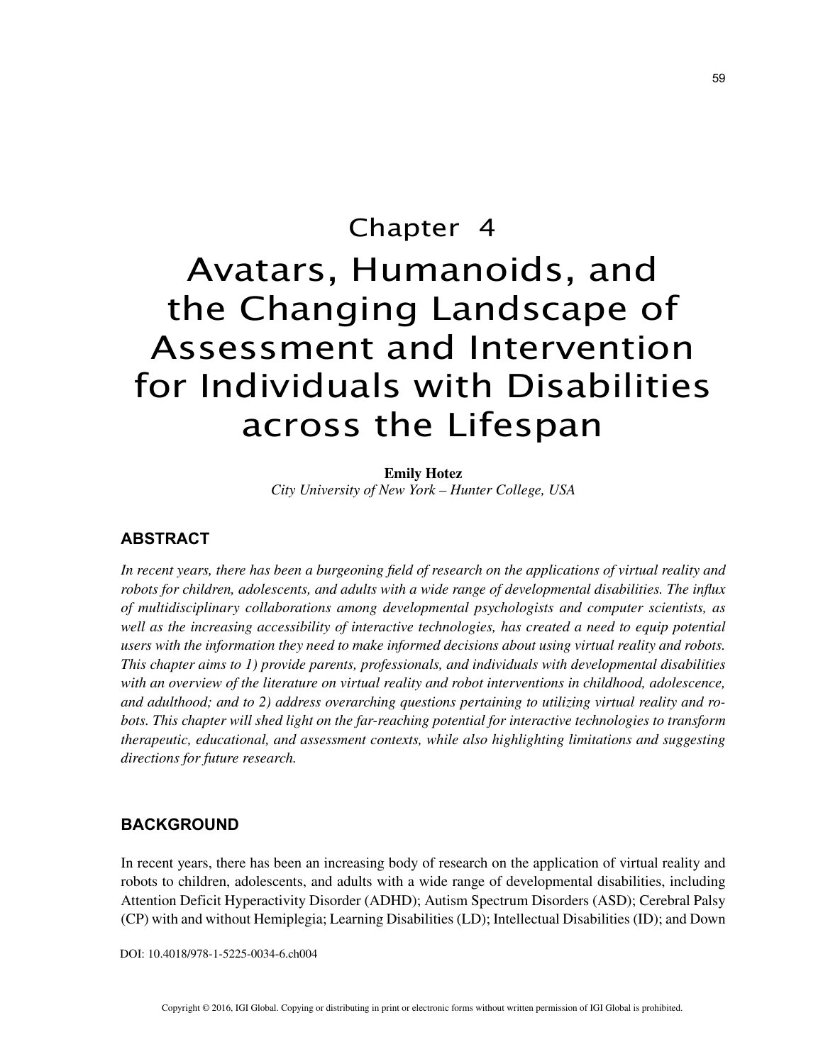# Chapter 4

# Avatars, Humanoids, and the Changing Landscape of Assessment and Intervention for Individuals with Disabilities across the Lifespan

**Emily Hotez**
*City University of New York – Hunter College, USA*

## ABSTRACT

*In recent years, there has been a burgeoning field of research on the applications of virtual reality and robots for children, adolescents, and adults with a wide range of developmental disabilities. The influx of multidisciplinary collaborations among developmental psychologists and computer scientists, as well as the increasing accessibility of interactive technologies, has created a need to equip potential users with the information they need to make informed decisions about using virtual reality and robots. This chapter aims to 1) provide parents, professionals, and individuals with developmental disabilities with an overview of the literature on virtual reality and robot interventions in childhood, adolescence, and adulthood; and to 2) address overarching questions pertaining to utilizing virtual reality and robots. This chapter will shed light on the far-reaching potential for interactive technologies to transform therapeutic, educational, and assessment contexts, while also highlighting limitations and suggesting directions for future research.*

## BACKGROUND

In recent years, there has been an increasing body of research on the application of virtual reality and robots to children, adolescents, and adults with a wide range of developmental disabilities, including Attention Deficit Hyperactivity Disorder (ADHD); Autism Spectrum Disorders (ASD); Cerebral Palsy (CP) with and without Hemiplegia; Learning Disabilities (LD); Intellectual Disabilities (ID); and Down

DOI: 10.4018/978-1-5225-0034-6.ch004

Copyright © 2016, IGI Global. Copying or distributing in print or electronic forms without written permission of IGI Global is prohibited.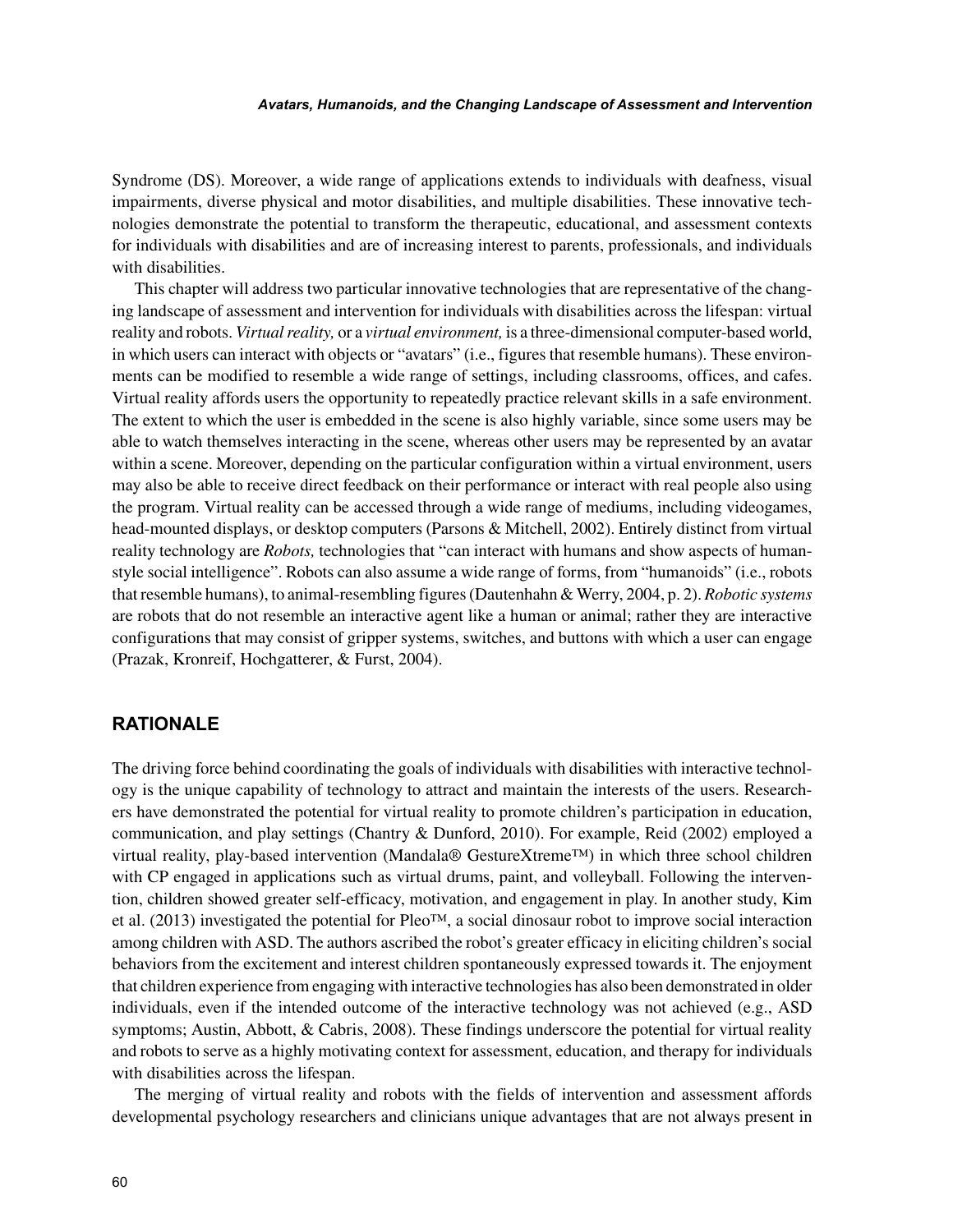Syndrome (DS). Moreover, a wide range of applications extends to individuals with deafness, visual impairments, diverse physical and motor disabilities, and multiple disabilities. These innovative technologies demonstrate the potential to transform the therapeutic, educational, and assessment contexts for individuals with disabilities and are of increasing interest to parents, professionals, and individuals with disabilities.

This chapter will address two particular innovative technologies that are representative of the changing landscape of assessment and intervention for individuals with disabilities across the lifespan: virtual reality and robots. *Virtual reality,* or a *virtual environment,* is a three-dimensional computer-based world, in which users can interact with objects or "avatars" (i.e., figures that resemble humans). These environments can be modified to resemble a wide range of settings, including classrooms, offices, and cafes. Virtual reality affords users the opportunity to repeatedly practice relevant skills in a safe environment. The extent to which the user is embedded in the scene is also highly variable, since some users may be able to watch themselves interacting in the scene, whereas other users may be represented by an avatar within a scene. Moreover, depending on the particular configuration within a virtual environment, users may also be able to receive direct feedback on their performance or interact with real people also using the program. Virtual reality can be accessed through a wide range of mediums, including videogames, head-mounted displays, or desktop computers (Parsons & Mitchell, 2002). Entirely distinct from virtual reality technology are *Robots,* technologies that "can interact with humans and show aspects of human-style social intelligence". Robots can also assume a wide range of forms, from "humanoids" (i.e., robots that resemble humans), to animal-resembling figures (Dautenhahn & Werry, 2004, p. 2). *Robotic systems* are robots that do not resemble an interactive agent like a human or animal; rather they are interactive configurations that may consist of gripper systems, switches, and buttons with which a user can engage (Prazak, Kronreif, Hochgatterer, & Furst, 2004).

## RATIONALE

The driving force behind coordinating the goals of individuals with disabilities with interactive technology is the unique capability of technology to attract and maintain the interests of the users. Researchers have demonstrated the potential for virtual reality to promote children's participation in education, communication, and play settings (Chantry & Dunford, 2010). For example, Reid (2002) employed a virtual reality, play-based intervention (Mandala® GestureXtreme™) in which three school children with CP engaged in applications such as virtual drums, paint, and volleyball. Following the intervention, children showed greater self-efficacy, motivation, and engagement in play. In another study, Kim et al. (2013) investigated the potential for Pleo™, a social dinosaur robot to improve social interaction among children with ASD. The authors ascribed the robot's greater efficacy in eliciting children's social behaviors from the excitement and interest children spontaneously expressed towards it. The enjoyment that children experience from engaging with interactive technologies has also been demonstrated in older individuals, even if the intended outcome of the interactive technology was not achieved (e.g., ASD symptoms; Austin, Abbott, & Cabris, 2008). These findings underscore the potential for virtual reality and robots to serve as a highly motivating context for assessment, education, and therapy for individuals with disabilities across the lifespan.

The merging of virtual reality and robots with the fields of intervention and assessment affords developmental psychology researchers and clinicians unique advantages that are not always present in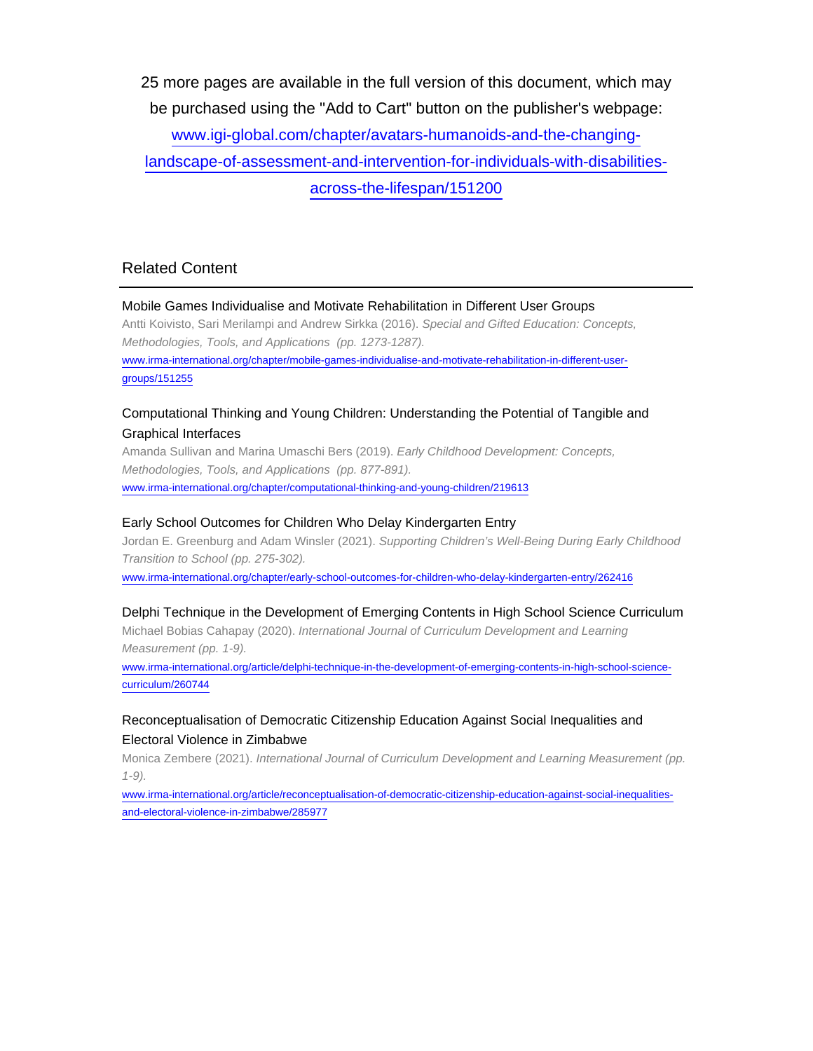25 more pages are available in the full version of this document, which may be purchased using the "Add to Cart" button on the publisher's webpage: www.igi-global.com/chapter/avatars-humanoids-and-the-changing-landscape-of-assessment-and-intervention-for-individuals-with-disabilities-across-the-lifespan/151200

## Related Content

Mobile Games Individualise and Motivate Rehabilitation in Different User Groups
Antti Koivisto, Sari Merilampi and Andrew Sirkka (2016). *Special and Gifted Education: Concepts, Methodologies, Tools, and Applications (pp. 1273-1287).*
www.irma-international.org/chapter/mobile-games-individualise-and-motivate-rehabilitation-in-different-user-groups/151255

Computational Thinking and Young Children: Understanding the Potential of Tangible and Graphical Interfaces
Amanda Sullivan and Marina Umaschi Bers (2019). *Early Childhood Development: Concepts, Methodologies, Tools, and Applications (pp. 877-891).*
www.irma-international.org/chapter/computational-thinking-and-young-children/219613

Early School Outcomes for Children Who Delay Kindergarten Entry
Jordan E. Greenburg and Adam Winsler (2021). *Supporting Children's Well-Being During Early Childhood Transition to School (pp. 275-302).*
www.irma-international.org/chapter/early-school-outcomes-for-children-who-delay-kindergarten-entry/262416

Delphi Technique in the Development of Emerging Contents in High School Science Curriculum
Michael Bobias Cahapay (2020). *International Journal of Curriculum Development and Learning Measurement (pp. 1-9).*
www.irma-international.org/article/delphi-technique-in-the-development-of-emerging-contents-in-high-school-science-curriculum/260744

Reconceptualisation of Democratic Citizenship Education Against Social Inequalities and Electoral Violence in Zimbabwe
Monica Zembere (2021). *International Journal of Curriculum Development and Learning Measurement (pp. 1-9).*
www.irma-international.org/article/reconceptualisation-of-democratic-citizenship-education-against-social-inequalities-and-electoral-violence-in-zimbabwe/285977